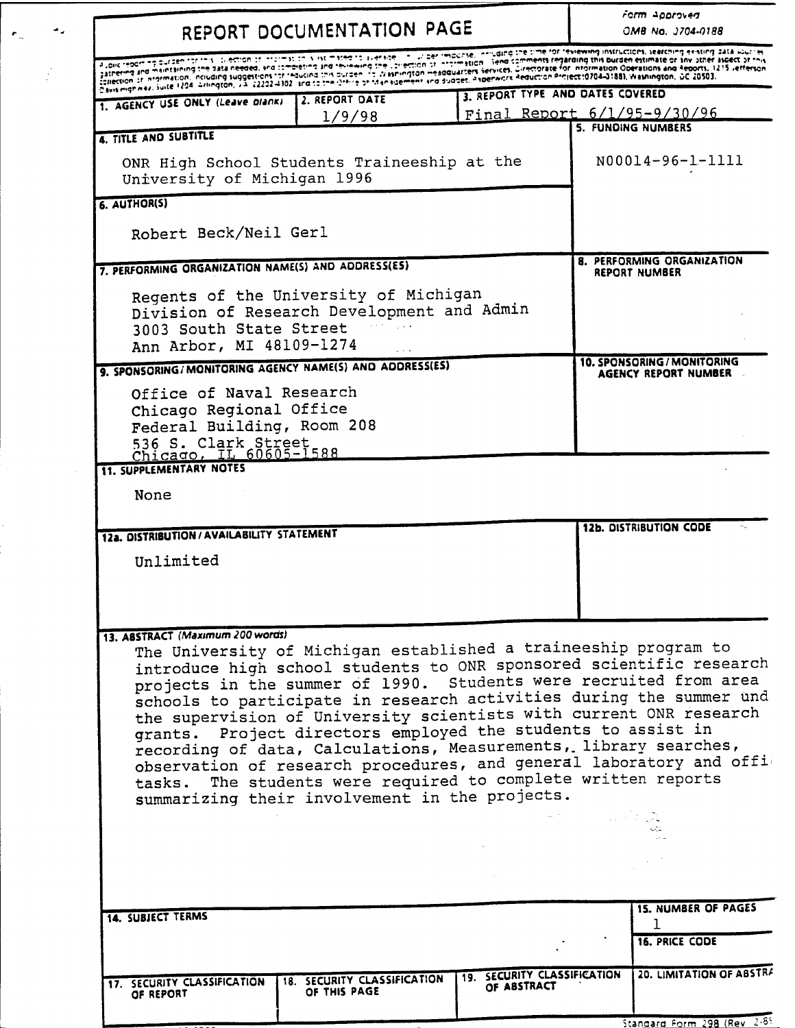# REPORT DOCUMENTATION PAGE

Form Approved
OMB No. 0704-0188

Public reporting burden for this collection of information is estimated to average 1 hour per response, including the time for reviewing instructions, searching existing data sources, gathering and maintaining the data needed, and completing and reviewing the collection of information. Send comments regarding this burden estimate or any other aspect of this collection of information, including suggestions for reducing this burden, to Washington Headquarters Services, Directorate for Information Operations and Reports, 1215 Jefferson Davis Highway, Suite 1204, Arlington, VA 22202-4302, and to the Office of Management and Budget, Paperwork Reduction Project (0704-0188), Washington, DC 20503.

| 1. AGENCY USE ONLY (Leave blank) | 2. REPORT DATE | 3. REPORT TYPE AND DATES COVERED |
|---|---|---|
| | 1/9/98 | Final Report 6/1/95-9/30/96 |

**4. TITLE AND SUBTITLE**

ONR High School Students Traineeship at the University of Michigan 1996

**5. FUNDING NUMBERS**

N00014-96-1-1111

**6. AUTHOR(S)**

Robert Beck/Neil Gerl

**7. PERFORMING ORGANIZATION NAME(S) AND ADDRESS(ES)**

Regents of the University of Michigan
Division of Research Development and Admin
3003 South State Street
Ann Arbor, MI 48109-1274

**8. PERFORMING ORGANIZATION REPORT NUMBER**

**9. SPONSORING/MONITORING AGENCY NAME(S) AND ADDRESS(ES)**

Office of Naval Research
Chicago Regional Office
Federal Building, Room 208
536 S. Clark Street
Chicago, IL 60605-1588

**10. SPONSORING/MONITORING AGENCY REPORT NUMBER**

**11. SUPPLEMENTARY NOTES**

None

**12a. DISTRIBUTION/AVAILABILITY STATEMENT**

Unlimited

**12b. DISTRIBUTION CODE**

**13. ABSTRACT (Maximum 200 words)**

The University of Michigan established a traineeship program to introduce high school students to ONR sponsored scientific research projects in the summer of 1990. Students were recruited from area schools to participate in research activities during the summer und the supervision of University scientists with current ONR research grants. Project directors employed the students to assist in recording of data, Calculations, Measurements, library searches, observation of research procedures, and general laboratory and offi tasks. The students were required to complete written reports summarizing their involvement in the projects.

**14. SUBJECT TERMS**

**15. NUMBER OF PAGES**

1

**16. PRICE CODE**

| 17. SECURITY CLASSIFICATION OF REPORT | 18. SECURITY CLASSIFICATION OF THIS PAGE | 19. SECURITY CLASSIFICATION OF ABSTRACT | 20. LIMITATION OF ABSTRA |
|---|---|---|---|
| | | | |

Standard Form 298 (Rev. 2-8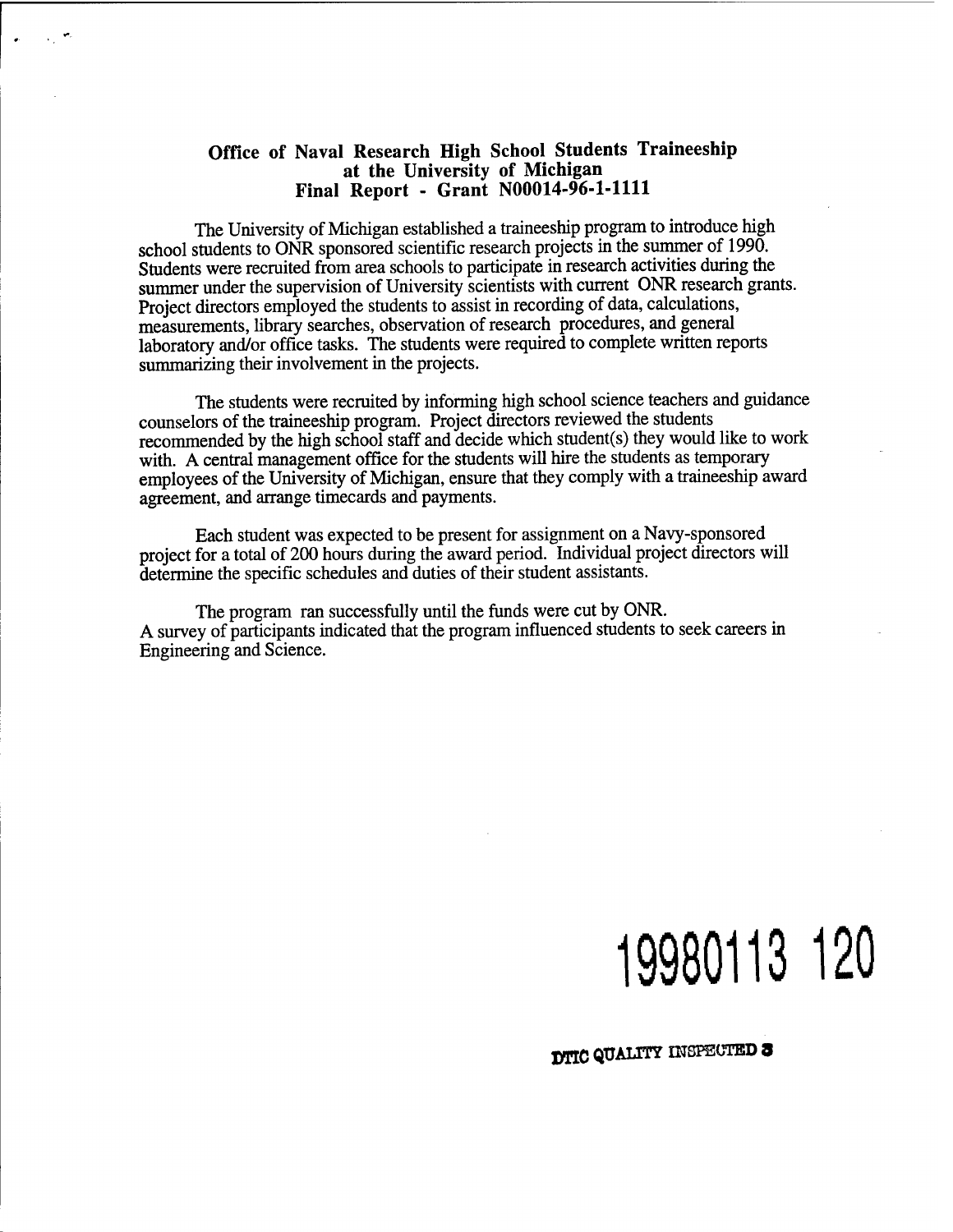## Office of Naval Research High School Students Traineeship at the University of Michigan Final Report - Grant N00014-96-1-1111

The University of Michigan established a traineeship program to introduce high school students to ONR sponsored scientific research projects in the summer of 1990. Students were recruited from area schools to participate in research activities during the summer under the supervision of University scientists with current ONR research grants. Project directors employed the students to assist in recording of data, calculations, measurements, library searches, observation of research procedures, and general laboratory and/or office tasks. The students were required to complete written reports summarizing their involvement in the projects.

The students were recruited by informing high school science teachers and guidance counselors of the traineeship program. Project directors reviewed the students recommended by the high school staff and decide which student(s) they would like to work with. A central management office for the students will hire the students as temporary employees of the University of Michigan, ensure that they comply with a traineeship award agreement, and arrange timecards and payments.

Each student was expected to be present for assignment on a Navy-sponsored project for a total of 200 hours during the award period. Individual project directors will determine the specific schedules and duties of their student assistants.

The program ran successfully until the funds were cut by ONR.
A survey of participants indicated that the program influenced students to seek careers in Engineering and Science.

19980113 120

DTIC QUALITY INSPECTED 3